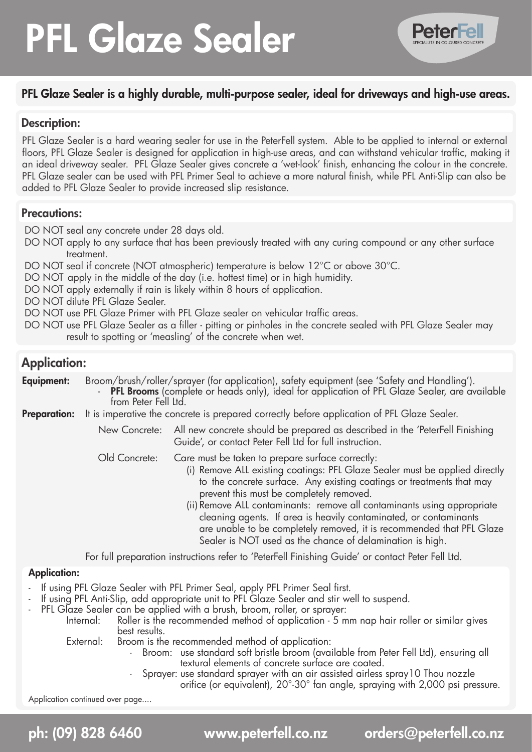# PFL Glaze Sealer

PeterFell
SPECIALISTS IN COLOURED CONCRETE

**PFL Glaze Sealer is a highly durable, multi-purpose sealer, ideal for driveways and high-use areas.**

## Description:

PFL Glaze Sealer is a hard wearing sealer for use in the PeterFell system. Able to be applied to internal or external floors, PFL Glaze Sealer is designed for application in high-use areas, and can withstand vehicular traffic, making it an ideal driveway sealer. PFL Glaze Sealer gives concrete a 'wet-look' finish, enhancing the colour in the concrete. PFL Glaze sealer can be used with PFL Primer Seal to achieve a more natural finish, while PFL Anti-Slip can also be added to PFL Glaze Sealer to provide increased slip resistance.

## Precautions:

DO NOT seal any concrete under 28 days old.
DO NOT apply to any surface that has been previously treated with any curing compound or any other surface treatment.
DO NOT seal if concrete (NOT atmospheric) temperature is below 12°C or above 30°C.
DO NOT apply in the middle of the day (i.e. hottest time) or in high humidity.
DO NOT apply externally if rain is likely within 8 hours of application.
DO NOT dilute PFL Glaze Sealer.
DO NOT use PFL Glaze Primer with PFL Glaze sealer on vehicular traffic areas.
DO NOT use PFL Glaze Sealer as a filler - pitting or pinholes in the concrete sealed with PFL Glaze Sealer may result to spotting or 'measling' of the concrete when wet.

## Application:

**Equipment:** Broom/brush/roller/sprayer (for application), safety equipment (see 'Safety and Handling').
- **PFL Brooms** (complete or heads only), ideal for application of PFL Glaze Sealer, are available from Peter Fell Ltd.

**Preparation:** It is imperative the concrete is prepared correctly before application of PFL Glaze Sealer.

New Concrete: All new concrete should be prepared as described in the 'PeterFell Finishing Guide', or contact Peter Fell Ltd for full instruction.

Old Concrete: Care must be taken to prepare surface correctly:
(i) Remove ALL existing coatings: PFL Glaze Sealer must be applied directly to the concrete surface. Any existing coatings or treatments that may prevent this must be completely removed.
(ii) Remove ALL contaminants: remove all contaminants using appropriate cleaning agents. If area is heavily contaminated, or contaminants are unable to be completely removed, it is recommended that PFL Glaze Sealer is NOT used as the chance of delamination is high.

For full preparation instructions refer to 'PeterFell Finishing Guide' or contact Peter Fell Ltd.

### Application:

- If using PFL Glaze Sealer with PFL Primer Seal, apply PFL Primer Seal first.
- If using PFL Anti-Slip, add appropriate unit to PFL Glaze Sealer and stir well to suspend.
- PFL Glaze Sealer can be applied with a brush, broom, roller, or sprayer:
  - Internal: Roller is the recommended method of application - 5 mm nap hair roller or similar gives best results.
  - External: Broom is the recommended method of application:
    - Broom: use standard soft bristle broom (available from Peter Fell Ltd), ensuring all textural elements of concrete surface are coated.
    - Sprayer: use standard sprayer with an air assisted airless spray10 Thou nozzle orifice (or equivalent), 20°-30° fan angle, spraying with 2,000 psi pressure.

Application continued over page....

ph: (09) 828 6460 www.peterfell.co.nz orders@peterfell.co.nz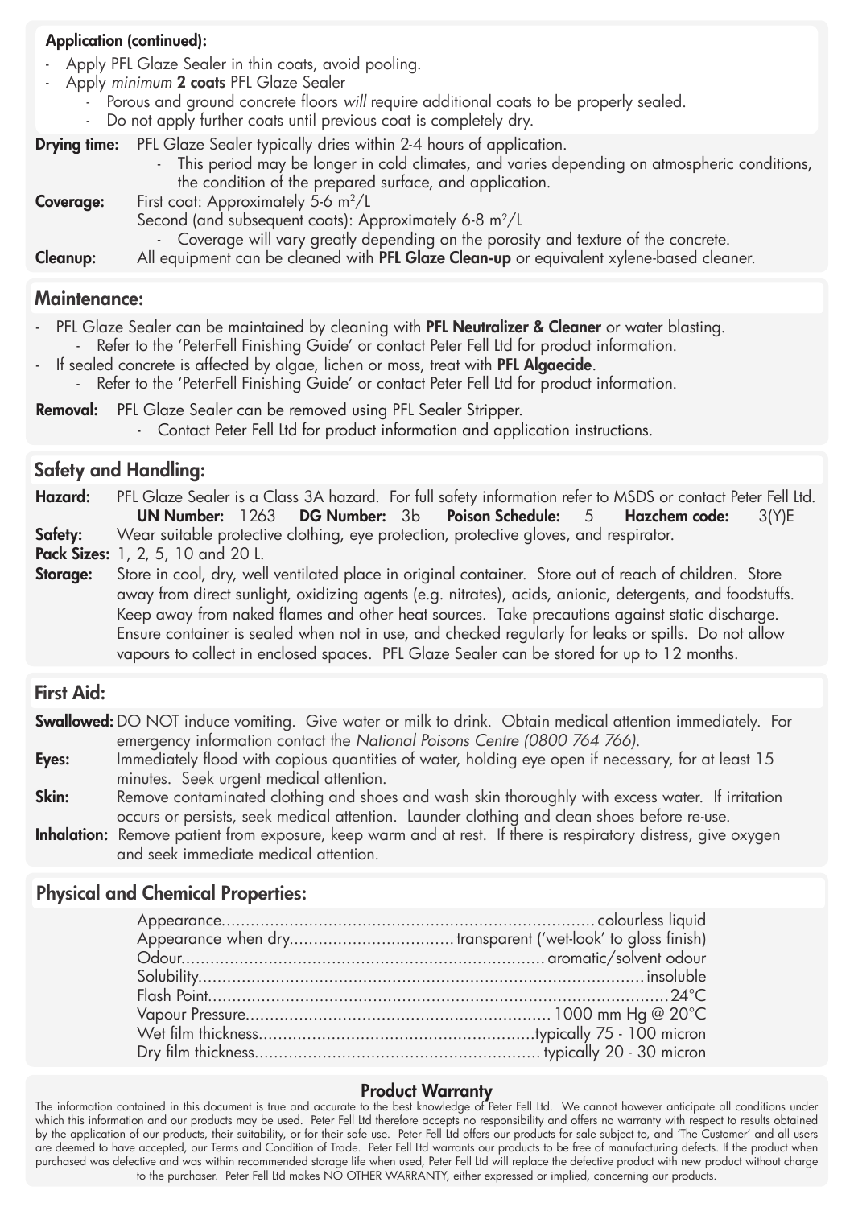**Application (continued):**

- Apply PFL Glaze Sealer in thin coats, avoid pooling.
- Apply *minimum* **2 coats** PFL Glaze Sealer
  - Porous and ground concrete floors *will* require additional coats to be properly sealed.
  - Do not apply further coats until previous coat is completely dry.

**Drying time:** PFL Glaze Sealer typically dries within 2-4 hours of application.
- This period may be longer in cold climates, and varies depending on atmospheric conditions, the condition of the prepared surface, and application.

**Coverage:** First coat: Approximately 5-6 $m^2/L$
Second (and subsequent coats): Approximately 6-8 $m^2/L$
- Coverage will vary greatly depending on the porosity and texture of the concrete.

**Cleanup:** All equipment can be cleaned with **PFL Glaze Clean-up** or equivalent xylene-based cleaner.

## Maintenance:

- PFL Glaze Sealer can be maintained by cleaning with **PFL Neutralizer & Cleaner** or water blasting.
  - Refer to the 'PeterFell Finishing Guide' or contact Peter Fell Ltd for product information.
- If sealed concrete is affected by algae, lichen or moss, treat with **PFL Algaecide**.
  - Refer to the 'PeterFell Finishing Guide' or contact Peter Fell Ltd for product information.

**Removal:** PFL Glaze Sealer can be removed using PFL Sealer Stripper.
- Contact Peter Fell Ltd for product information and application instructions.

## Safety and Handling:

**Hazard:** PFL Glaze Sealer is a Class 3A hazard. For full safety information refer to MSDS or contact Peter Fell Ltd.
**UN Number:** 1263 **DG Number:** 3b **Poison Schedule:** 5 **Hazchem code:** 3(Y)E

**Safety:** Wear suitable protective clothing, eye protection, protective gloves, and respirator.

**Pack Sizes:** 1, 2, 5, 10 and 20 L.

**Storage:** Store in cool, dry, well ventilated place in original container. Store out of reach of children. Store away from direct sunlight, oxidizing agents (e.g. nitrates), acids, anionic, detergents, and foodstuffs. Keep away from naked flames and other heat sources. Take precautions against static discharge. Ensure container is sealed when not in use, and checked regularly for leaks or spills. Do not allow vapours to collect in enclosed spaces. PFL Glaze Sealer can be stored for up to 12 months.

## First Aid:

**Swallowed:** DO NOT induce vomiting. Give water or milk to drink. Obtain medical attention immediately. For emergency information contact the *National Poisons Centre (0800 764 766)*.

**Eyes:** Immediately flood with copious quantities of water, holding eye open if necessary, for at least 15 minutes. Seek urgent medical attention.

**Skin:** Remove contaminated clothing and shoes and wash skin thoroughly with excess water. If irritation occurs or persists, seek medical attention. Launder clothing and clean shoes before re-use.

**Inhalation:** Remove patient from exposure, keep warm and at rest. If there is respiratory distress, give oxygen and seek immediate medical attention.

## Physical and Chemical Properties:

| | |
|---|---|
| Appearance | colourless liquid |
| Appearance when dry | transparent ('wet-look' to gloss finish) |
| Odour | aromatic/solvent odour |
| Solubility | insoluble |
| Flash Point | 24°C |
| Vapour Pressure | 1000 mm Hg @ 20°C |
| Wet film thickness | typically 75 - 100 micron |
| Dry film thickness | typically 20 - 30 micron |

### Product Warranty

The information contained in this document is true and accurate to the best knowledge of Peter Fell Ltd. We cannot however anticipate all conditions under which this information and our products may be used. Peter Fell Ltd therefore accepts no responsibility and offers no warranty with respect to results obtained by the application of our products, their suitability, or for their safe use. Peter Fell Ltd offers our products for sale subject to, and 'The Customer' and all users are deemed to have accepted, our Terms and Condition of Trade. Peter Fell Ltd warrants our products to be free of manufacturing defects. If the product when purchased was defective and was within recommended storage life when used, Peter Fell Ltd will replace the defective product with new product without charge to the purchaser. Peter Fell Ltd makes NO OTHER WARRANTY, either expressed or implied, concerning our products.